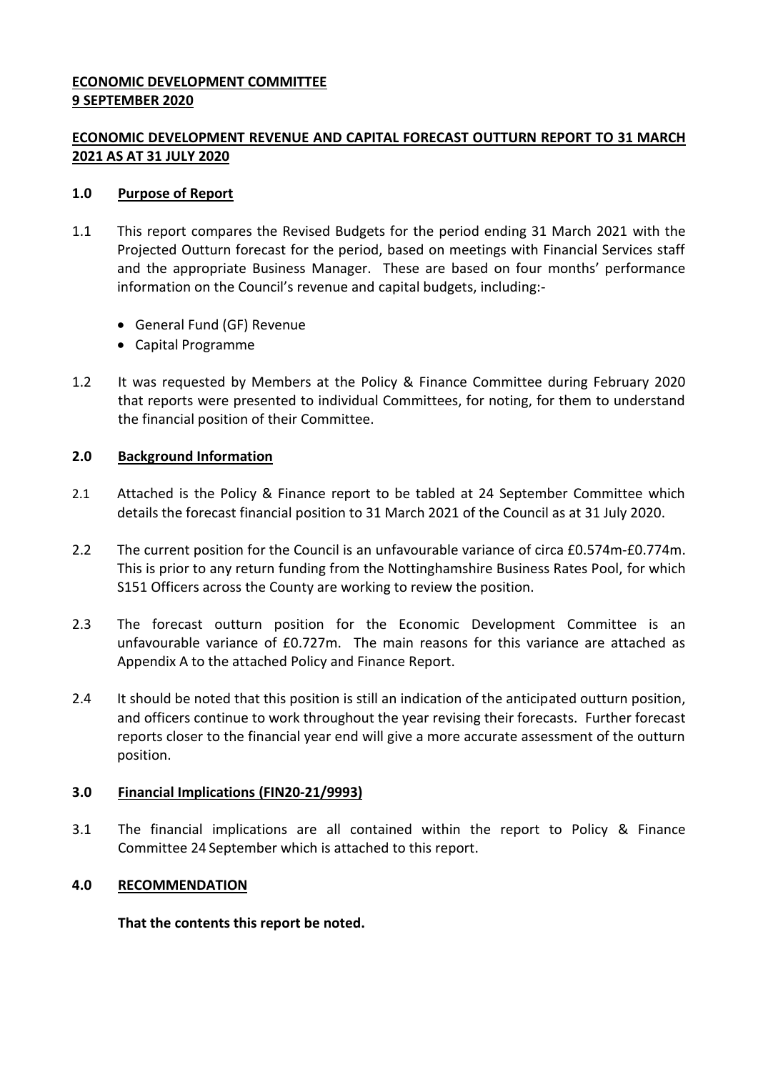**ECONOMIC DEVELOPMENT COMMITTEE**
**9 SEPTEMBER 2020**

**ECONOMIC DEVELOPMENT REVENUE AND CAPITAL FORECAST OUTTURN REPORT TO 31 MARCH 2021 AS AT 31 JULY 2020**

## 1.0 Purpose of Report

1.1 This report compares the Revised Budgets for the period ending 31 March 2021 with the Projected Outturn forecast for the period, based on meetings with Financial Services staff and the appropriate Business Manager. These are based on four months' performance information on the Council's revenue and capital budgets, including:-

- General Fund (GF) Revenue
- Capital Programme

1.2 It was requested by Members at the Policy & Finance Committee during February 2020 that reports were presented to individual Committees, for noting, for them to understand the financial position of their Committee.

## 2.0 Background Information

2.1 Attached is the Policy & Finance report to be tabled at 24 September Committee which details the forecast financial position to 31 March 2021 of the Council as at 31 July 2020.

2.2 The current position for the Council is an unfavourable variance of circa £0.574m-£0.774m. This is prior to any return funding from the Nottinghamshire Business Rates Pool, for which S151 Officers across the County are working to review the position.

2.3 The forecast outturn position for the Economic Development Committee is an unfavourable variance of £0.727m. The main reasons for this variance are attached as Appendix A to the attached Policy and Finance Report.

2.4 It should be noted that this position is still an indication of the anticipated outturn position, and officers continue to work throughout the year revising their forecasts. Further forecast reports closer to the financial year end will give a more accurate assessment of the outturn position.

## 3.0 Financial Implications (FIN20-21/9993)

3.1 The financial implications are all contained within the report to Policy & Finance Committee 24 September which is attached to this report.

## 4.0 RECOMMENDATION

**That the contents this report be noted.**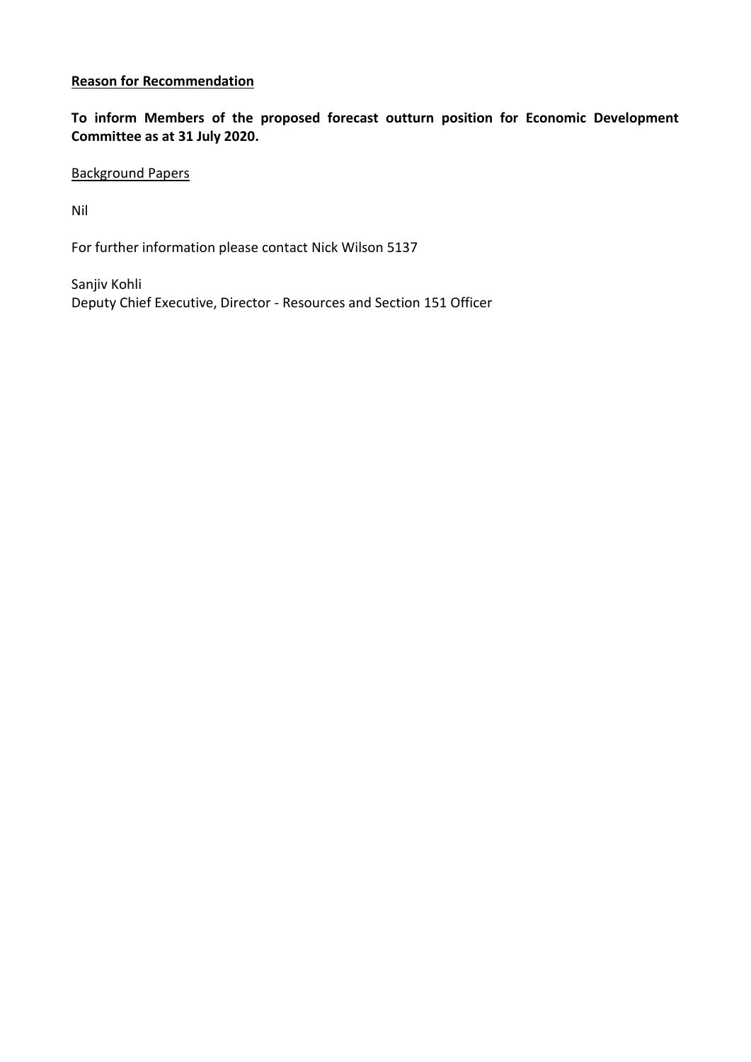**<u>Reason for Recommendation</u>**

**To inform Members of the proposed forecast outturn position for Economic Development Committee as at 31 July 2020.**

<u>Background Papers</u>

Nil

For further information please contact Nick Wilson 5137

Sanjiv Kohli
Deputy Chief Executive, Director - Resources and Section 151 Officer